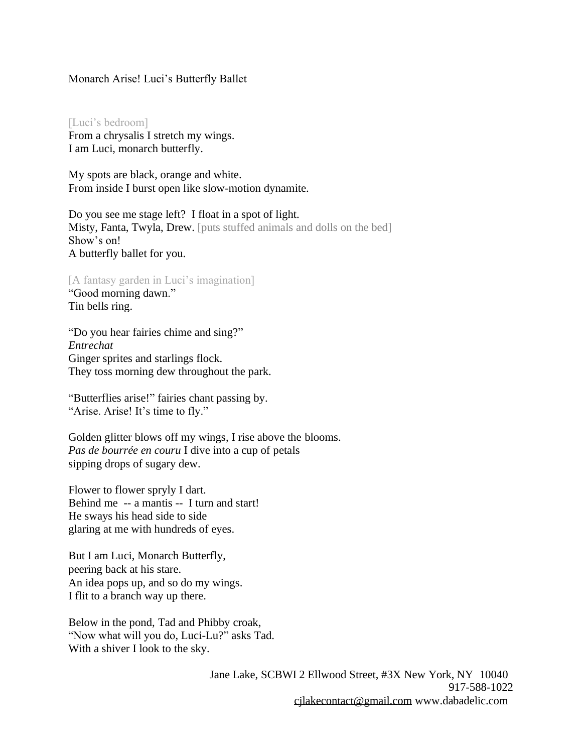Monarch Arise! Luci's Butterfly Ballet

[Luci's bedroom]
From a chrysalis I stretch my wings.
I am Luci, monarch butterfly.

My spots are black, orange and white.
From inside I burst open like slow-motion dynamite.

Do you see me stage left? I float in a spot of light.
Misty, Fanta, Twyla, Drew. [puts stuffed animals and dolls on the bed]
Show's on!
A butterfly ballet for you.

[A fantasy garden in Luci's imagination]
"Good morning dawn."
Tin bells ring.

"Do you hear fairies chime and sing?"
*Entrechat*
Ginger sprites and starlings flock.
They toss morning dew throughout the park.

"Butterflies arise!" fairies chant passing by.
"Arise. Arise! It's time to fly."

Golden glitter blows off my wings, I rise above the blooms.
*Pas de bourrée en couru* I dive into a cup of petals
sipping drops of sugary dew.

Flower to flower spryly I dart.
Behind me -- a mantis -- I turn and start!
He sways his head side to side
glaring at me with hundreds of eyes.

But I am Luci, Monarch Butterfly,
peering back at his stare.
An idea pops up, and so do my wings.
I flit to a branch way up there.

Below in the pond, Tad and Phibby croak,
"Now what will you do, Luci-Lu?" asks Tad.
With a shiver I look to the sky.

Jane Lake, SCBWI 2 Ellwood Street, #3X New York, NY 10040
917-588-1022
cjlakecontact@gmail.com www.dabadelic.com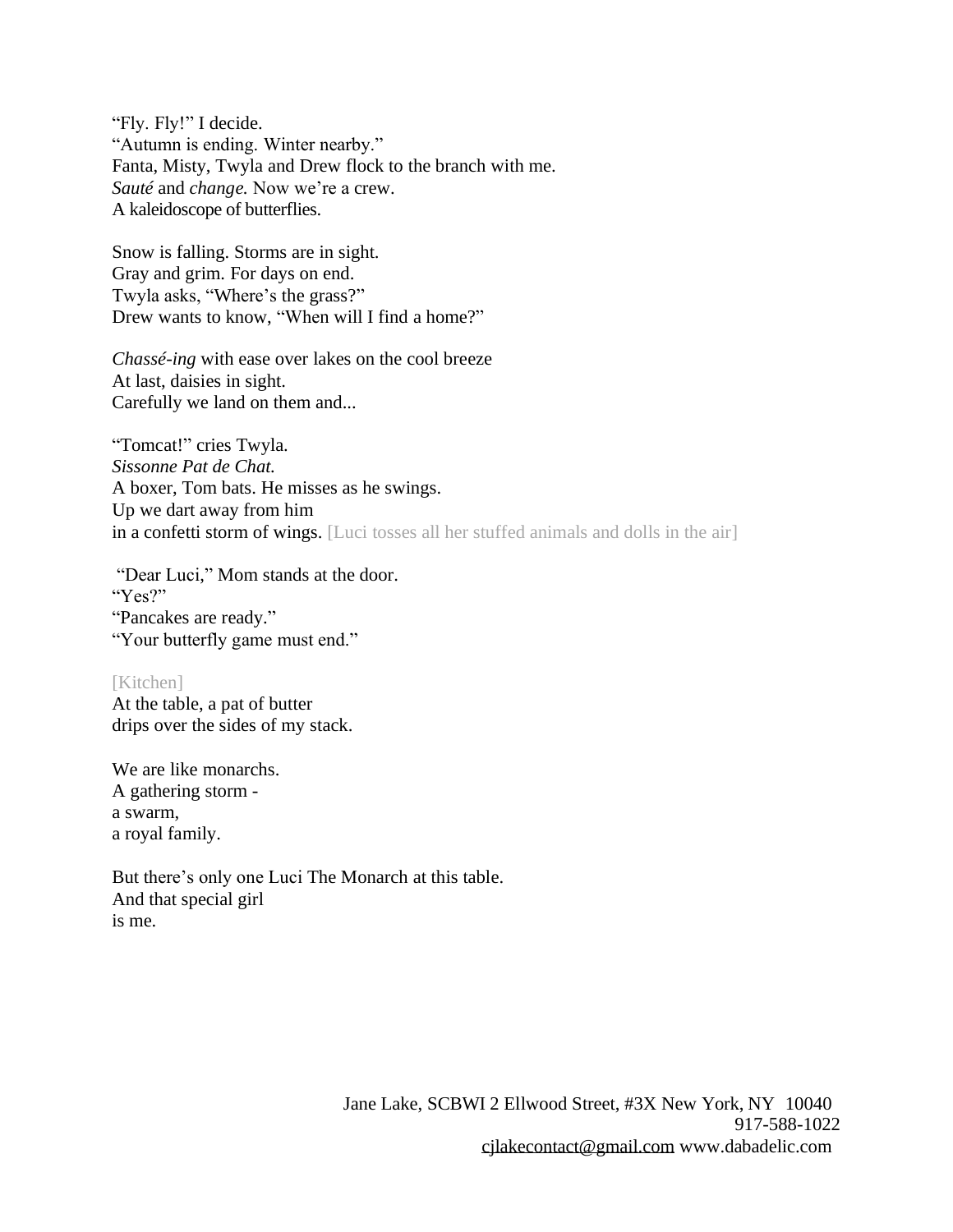"Fly. Fly!" I decide.
"Autumn is ending. Winter nearby."
Fanta, Misty, Twyla and Drew flock to the branch with me.
*Sauté* and *change.* Now we're a crew.
A kaleidoscope of butterflies.

Snow is falling. Storms are in sight.
Gray and grim. For days on end.
Twyla asks, "Where's the grass?"
Drew wants to know, "When will I find a home?"

*Chassé-ing* with ease over lakes on the cool breeze
At last, daisies in sight.
Carefully we land on them and...

"Tomcat!" cries Twyla.
*Sissonne Pat de Chat.*
A boxer, Tom bats. He misses as he swings.
Up we dart away from him
in a confetti storm of wings. [Luci tosses all her stuffed animals and dolls in the air]

"Dear Luci," Mom stands at the door.
"Yes?"
"Pancakes are ready."
"Your butterfly game must end."

[Kitchen]
At the table, a pat of butter
drips over the sides of my stack.

We are like monarchs.
A gathering storm -
a swarm,
a royal family.

But there's only one Luci The Monarch at this table.
And that special girl
is me.

Jane Lake, SCBWI 2 Ellwood Street, #3X New York, NY 10040
917-588-1022
cjlakecontact@gmail.com www.dabadelic.com